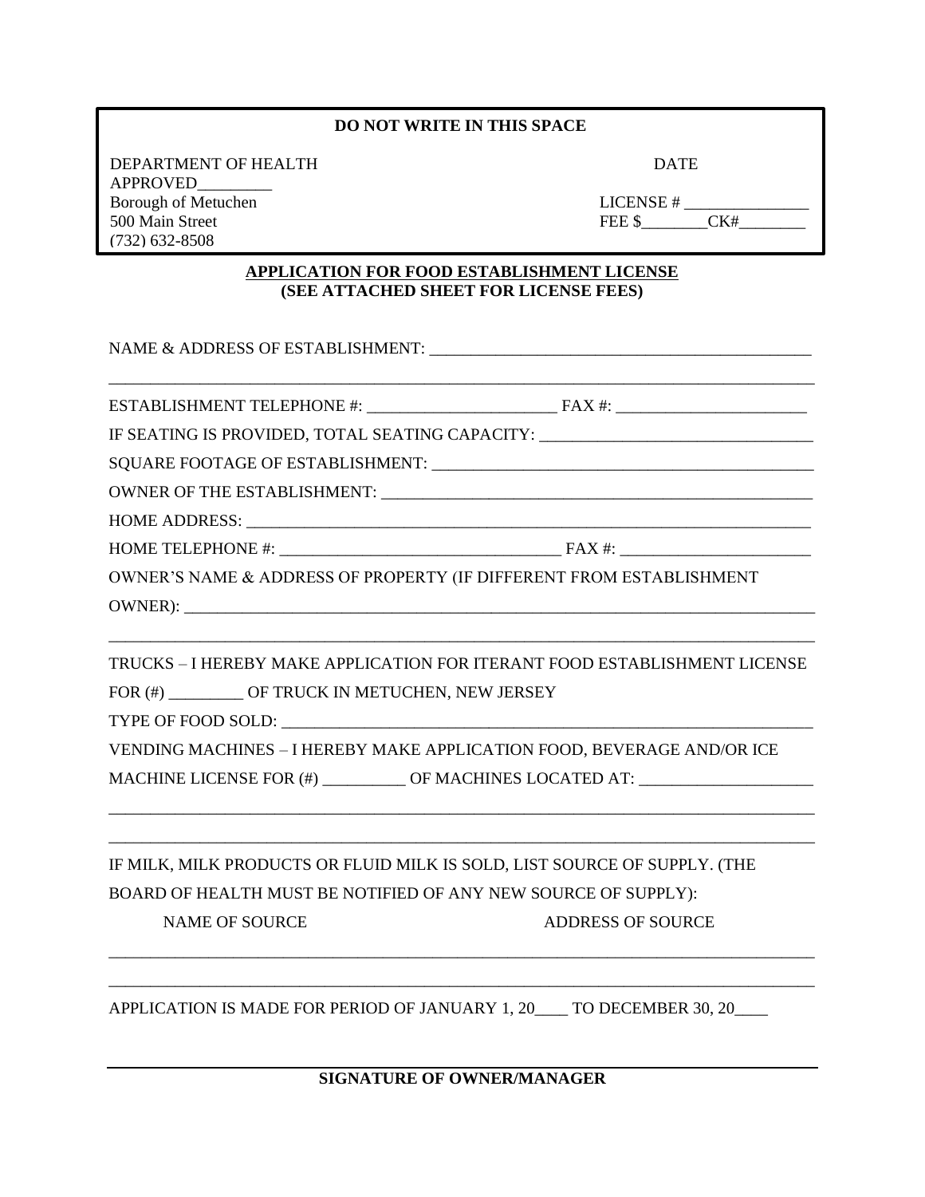**DO NOT WRITE IN THIS SPACE**

DEPARTMENT OF HEALTH
APPROVED_________
Borough of Metuchen
500 Main Street
(732) 632-8508

DATE

LICENSE # _______________
FEE $________CK#________

**APPLICATION FOR FOOD ESTABLISHMENT LICENSE**
**(SEE ATTACHED SHEET FOR LICENSE FEES)**

NAME & ADDRESS OF ESTABLISHMENT: _______________________________________________

_____________________________________________________________________________________

ESTABLISHMENT TELEPHONE #: _______________________ FAX #: _______________________

IF SEATING IS PROVIDED, TOTAL SEATING CAPACITY: ________________________________

SQUARE FOOTAGE OF ESTABLISHMENT: _____________________________________________

OWNER OF THE ESTABLISHMENT: _________________________________________________

HOME ADDRESS: _________________________________________________________________

HOME TELEPHONE #: _________________________________ FAX #: ______________________

OWNER'S NAME & ADDRESS OF PROPERTY (IF DIFFERENT FROM ESTABLISHMENT OWNER): _____________________________________________________________________

_____________________________________________________________________________________

TRUCKS – I HEREBY MAKE APPLICATION FOR ITERANT FOOD ESTABLISHMENT LICENSE FOR (#) _________ OF TRUCK IN METUCHEN, NEW JERSEY

TYPE OF FOOD SOLD: _____________________________________________________________

VENDING MACHINES – I HEREBY MAKE APPLICATION FOOD, BEVERAGE AND/OR ICE MACHINE LICENSE FOR (#) __________ OF MACHINES LOCATED AT: ____________________

_____________________________________________________________________________________

_____________________________________________________________________________________

IF MILK, MILK PRODUCTS OR FLUID MILK IS SOLD, LIST SOURCE OF SUPPLY. (THE BOARD OF HEALTH MUST BE NOTIFIED OF ANY NEW SOURCE OF SUPPLY):

NAME OF SOURCE                                        ADDRESS OF SOURCE

_____________________________________________________________________________________

_____________________________________________________________________________________

APPLICATION IS MADE FOR PERIOD OF JANUARY 1, 20____ TO DECEMBER 30, 20____

_____________________________________________________________________________________

**SIGNATURE OF OWNER/MANAGER**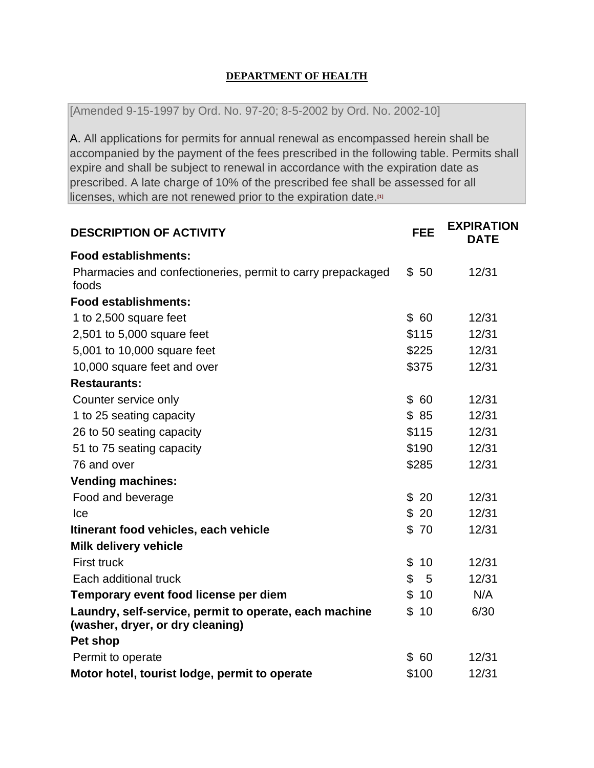**DEPARTMENT OF HEALTH**

[Amended 9-15-1997 by Ord. No. 97-20; 8-5-2002 by Ord. No. 2002-10]

A. All applications for permits for annual renewal as encompassed herein shall be accompanied by the payment of the fees prescribed in the following table. Permits shall expire and shall be subject to renewal in accordance with the expiration date as prescribed. A late charge of 10% of the prescribed fee shall be assessed for all licenses, which are not renewed prior to the expiration date.[1]

| DESCRIPTION OF ACTIVITY | FEE | EXPIRATION DATE |
|---|---|---|
| **Food establishments:** | | |
| Pharmacies and confectioneries, permit to carry prepackaged foods | $ 50 | 12/31 |
| **Food establishments:** | | |
| 1 to 2,500 square feet | $ 60 | 12/31 |
| 2,501 to 5,000 square feet | $115 | 12/31 |
| 5,001 to 10,000 square feet | $225 | 12/31 |
| 10,000 square feet and over | $375 | 12/31 |
| **Restaurants:** | | |
| Counter service only | $ 60 | 12/31 |
| 1 to 25 seating capacity | $ 85 | 12/31 |
| 26 to 50 seating capacity | $115 | 12/31 |
| 51 to 75 seating capacity | $190 | 12/31 |
| 76 and over | $285 | 12/31 |
| **Vending machines:** | | |
| Food and beverage | $ 20 | 12/31 |
| Ice | $ 20 | 12/31 |
| **Itinerant food vehicles, each vehicle** | $ 70 | 12/31 |
| **Milk delivery vehicle** | | |
| First truck | $ 10 | 12/31 |
| Each additional truck | $ 5 | 12/31 |
| **Temporary event food license per diem** | $ 10 | N/A |
| **Laundry, self-service, permit to operate, each machine (washer, dryer, or dry cleaning)** | $ 10 | 6/30 |
| **Pet shop** | | |
| Permit to operate | $ 60 | 12/31 |
| **Motor hotel, tourist lodge, permit to operate** | $100 | 12/31 |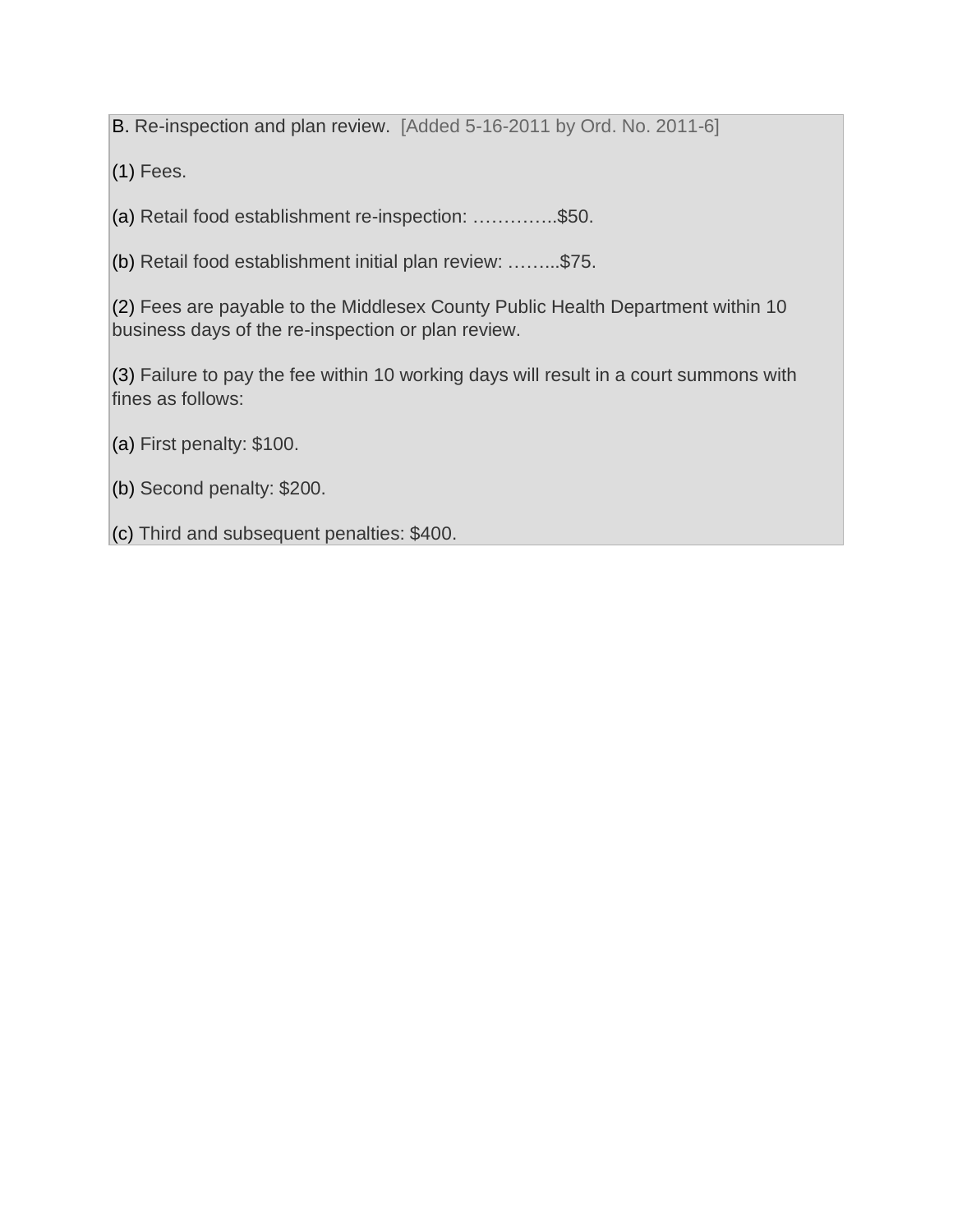B. Re-inspection and plan review. [Added 5-16-2011 by Ord. No. 2011-6]

(1) Fees.

(a) Retail food establishment re-inspection: …………..$50.

(b) Retail food establishment initial plan review: ……...$75.

(2) Fees are payable to the Middlesex County Public Health Department within 10 business days of the re-inspection or plan review.

(3) Failure to pay the fee within 10 working days will result in a court summons with fines as follows:

(a) First penalty: $100.

(b) Second penalty: $200.

(c) Third and subsequent penalties: $400.